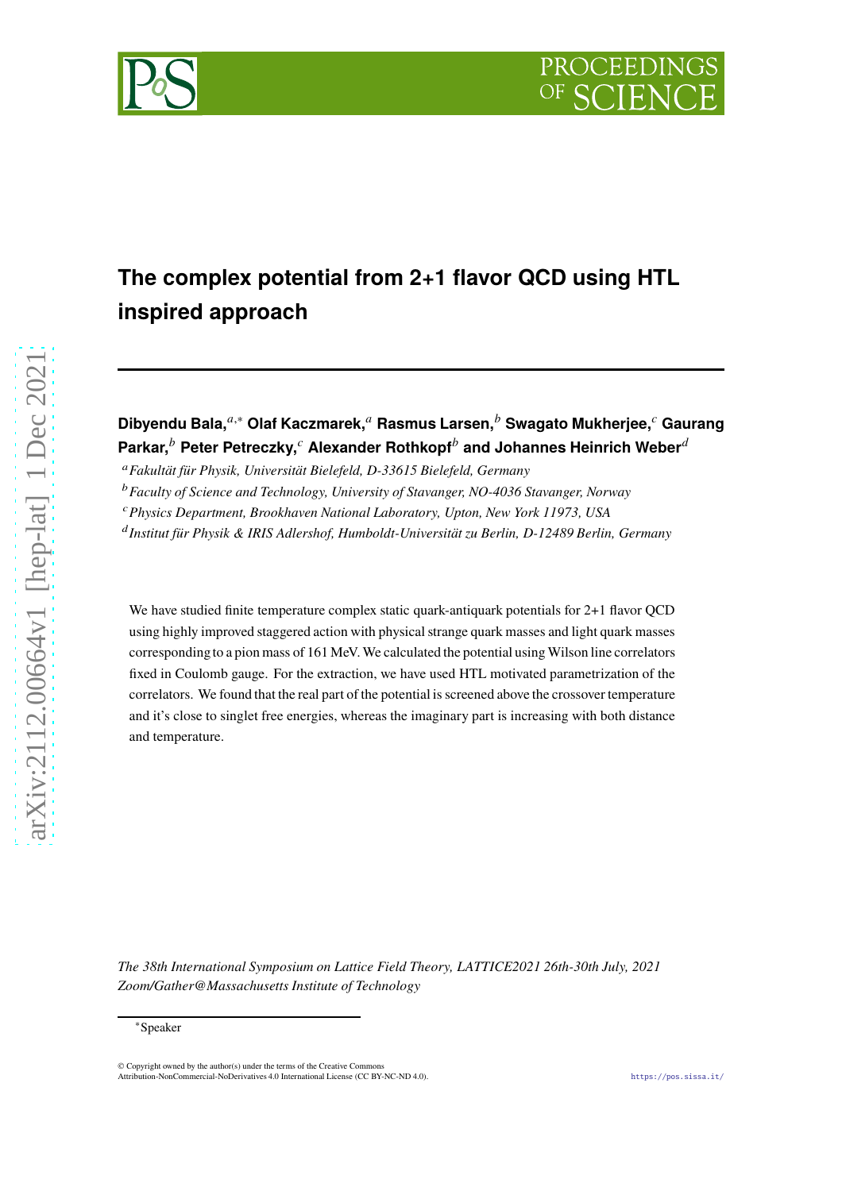# The complex potential from 2+1 flavor QCD using HTL inspired approach

**Dibyendu Bala,**[a,*] **Olaf Kaczmarek,**[a] **Rasmus Larsen,**[b] **Swagato Mukherjee,**[c] **Gaurang Parkar,**[b] **Peter Petreczky,**[c] **Alexander Rothkopf**[b] **and Johannes Heinrich Weber**[d]

[a] *Fakultät für Physik, Universität Bielefeld, D-33615 Bielefeld, Germany*

[b] *Faculty of Science and Technology, University of Stavanger, NO-4036 Stavanger, Norway*

[c] *Physics Department, Brookhaven National Laboratory, Upton, New York 11973, USA*

[d] *Institut für Physik & IRIS Adlershof, Humboldt-Universität zu Berlin, D-12489 Berlin, Germany*

We have studied finite temperature complex static quark-antiquark potentials for 2+1 flavor QCD using highly improved staggered action with physical strange quark masses and light quark masses corresponding to a pion mass of 161 MeV. We calculated the potential using Wilson line correlators fixed in Coulomb gauge. For the extraction, we have used HTL motivated parametrization of the correlators. We found that the real part of the potential is screened above the crossover temperature and it's close to singlet free energies, whereas the imaginary part is increasing with both distance and temperature.

*The 38th International Symposium on Lattice Field Theory, LATTICE2021 26th-30th July, 2021 Zoom/Gather@Massachusetts Institute of Technology*

*Speaker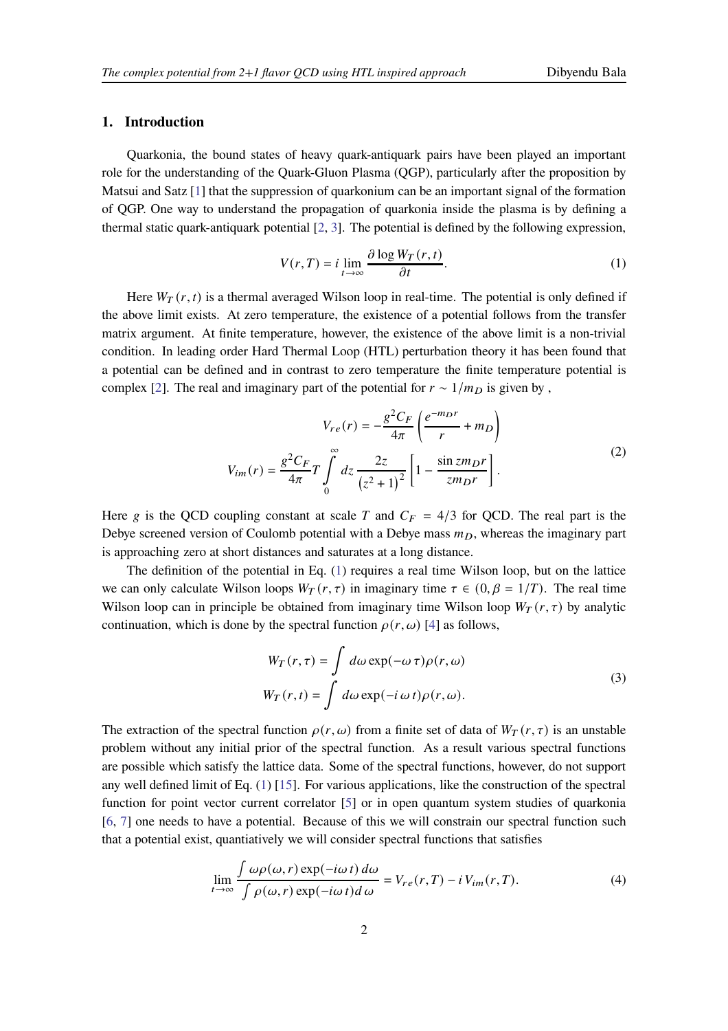## 1. Introduction

Quarkonia, the bound states of heavy quark-antiquark pairs have been played an important role for the understanding of the Quark-Gluon Plasma (QGP), particularly after the proposition by Matsui and Satz [1] that the suppression of quarkonium can be an important signal of the formation of QGP. One way to understand the propagation of quarkonia inside the plasma is by defining a thermal static quark-antiquark potential [2, 3]. The potential is defined by the following expression,

$$V(r,T) = i \lim_{t\to\infty} \frac{\partial \log W_T(r,t)}{\partial t}. \tag{1}$$

Here $W_T(r,t)$ is a thermal averaged Wilson loop in real-time. The potential is only defined if the above limit exists. At zero temperature, the existence of a potential follows from the transfer matrix argument. At finite temperature, however, the existence of the above limit is a non-trivial condition. In leading order Hard Thermal Loop (HTL) perturbation theory it has been found that a potential can be defined and in contrast to zero temperature the finite temperature potential is complex [2]. The real and imaginary part of the potential for $r \sim 1/m_D$ is given by ,

$$\begin{aligned} V_{re}(r) &= -\frac{g^2 C_F}{4\pi}\left(\frac{e^{-m_D r}}{r} + m_D\right) \\ V_{im}(r) &= \frac{g^2 C_F}{4\pi} T \int_0^\infty dz\, \frac{2z}{\left(z^2+1\right)^2}\left[1 - \frac{\sin z m_D r}{z m_D r}\right]. \end{aligned} \tag{2}$$

Here $g$ is the QCD coupling constant at scale $T$ and $C_F = 4/3$ for QCD. The real part is the Debye screened version of Coulomb potential with a Debye mass $m_D$, whereas the imaginary part is approaching zero at short distances and saturates at a long distance.

The definition of the potential in Eq. (1) requires a real time Wilson loop, but on the lattice we can only calculate Wilson loops $W_T(r,\tau)$ in imaginary time $\tau \in (0, \beta = 1/T)$. The real time Wilson loop can in principle be obtained from imaginary time Wilson loop $W_T(r,\tau)$ by analytic continuation, which is done by the spectral function $\rho(r,\omega)$ [4] as follows,

$$\begin{aligned} W_T(r,\tau) &= \int d\omega \exp(-\omega\,\tau)\rho(r,\omega) \\ W_T(r,t) &= \int d\omega \exp(-i\,\omega\, t)\rho(r,\omega). \end{aligned} \tag{3}$$

The extraction of the spectral function $\rho(r,\omega)$ from a finite set of data of $W_T(r,\tau)$ is an unstable problem without any initial prior of the spectral function. As a result various spectral functions are possible which satisfy the lattice data. Some of the spectral functions, however, do not support any well defined limit of Eq. (1) [15]. For various applications, like the construction of the spectral function for point vector current correlator [5] or in open quantum system studies of quarkonia [6, 7] one needs to have a potential. Because of this we will constrain our spectral function such that a potential exist, quantiatively we will consider spectral functions that satisfies

$$\lim_{t\to\infty} \frac{\int \omega\rho(\omega,r)\exp(-i\omega\, t)\, d\omega}{\int \rho(\omega,r)\exp(-i\omega\, t) d\,\omega} = V_{re}(r,T) - i\, V_{im}(r,T). \tag{4}$$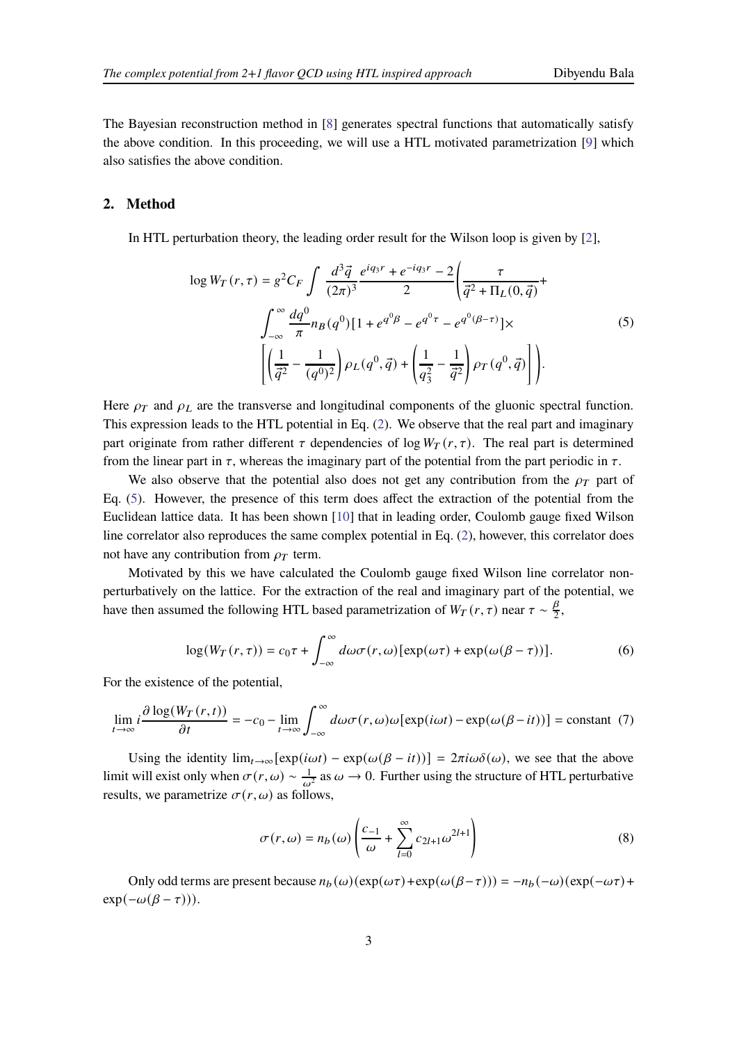The Bayesian reconstruction method in [8] generates spectral functions that automatically satisfy the above condition. In this proceeding, we will use a HTL motivated parametrization [9] which also satisfies the above condition.

## 2. Method

In HTL perturbation theory, the leading order result for the Wilson loop is given by [2],

$$
\begin{aligned}
\log W_T(r,\tau) = g^2 C_F \int \frac{d^3\vec{q}}{(2\pi)^3} \frac{e^{iq_3 r} + e^{-iq_3 r} - 2}{2} \Bigg( & \frac{\tau}{\vec{q}^2 + \Pi_L(0,\vec{q})} + \\
& \int_{-\infty}^{\infty} \frac{dq^0}{\pi} n_B(q^0)[1 + e^{q^0\beta} - e^{q^0\tau} - e^{q^0(\beta-\tau)}] \times \\
& \left[ \left( \frac{1}{\vec{q}^2} - \frac{1}{(q^0)^2} \right) \rho_L(q^0,\vec{q}) + \left( \frac{1}{q_3^2} - \frac{1}{\vec{q}^2} \right) \rho_T(q^0,\vec{q}) \right] \Bigg).
\end{aligned} \tag{5}
$$

Here $\rho_T$ and $\rho_L$ are the transverse and longitudinal components of the gluonic spectral function. This expression leads to the HTL potential in Eq. (2). We observe that the real part and imaginary part originate from rather different $\tau$ dependencies of $\log W_T(r,\tau)$. The real part is determined from the linear part in $\tau$, whereas the imaginary part of the potential from the part periodic in $\tau$.

We also observe that the potential also does not get any contribution from the $\rho_T$ part of Eq. (5). However, the presence of this term does affect the extraction of the potential from the Euclidean lattice data. It has been shown [10] that in leading order, Coulomb gauge fixed Wilson line correlator also reproduces the same complex potential in Eq. (2), however, this correlator does not have any contribution from $\rho_T$ term.

Motivated by this we have calculated the Coulomb gauge fixed Wilson line correlator non-perturbatively on the lattice. For the extraction of the real and imaginary part of the potential, we have then assumed the following HTL based parametrization of $W_T(r,\tau)$ near $\tau \sim \frac{\beta}{2}$,

$$
\log(W_T(r,\tau)) = c_0\tau + \int_{-\infty}^{\infty} d\omega \sigma(r,\omega)[\exp(\omega\tau) + \exp(\omega(\beta-\tau))]. \tag{6}
$$

For the existence of the potential,

$$
\lim_{t\to\infty} i \frac{\partial \log(W_T(r,t))}{\partial t} = -c_0 - \lim_{t\to\infty} \int_{-\infty}^{\infty} d\omega \sigma(r,\omega)\omega[\exp(i\omega t) - \exp(\omega(\beta - it))] = \text{constant} \tag{7}
$$

Using the identity $\lim_{t\to\infty}[\exp(i\omega t) - \exp(\omega(\beta - it))] = 2\pi i\omega\delta(\omega)$, we see that the above limit will exist only when $\sigma(r,\omega) \sim \frac{1}{\omega^2}$ as $\omega \to 0$. Further using the structure of HTL perturbative results, we parametrize $\sigma(r,\omega)$ as follows,

$$
\sigma(r,\omega) = n_b(\omega)\left( \frac{c_{-1}}{\omega} + \sum_{l=0}^{\infty} c_{2l+1}\omega^{2l+1} \right) \tag{8}
$$

Only odd terms are present because $n_b(\omega)(\exp(\omega\tau) + \exp(\omega(\beta-\tau))) = -n_b(-\omega)(\exp(-\omega\tau) + \exp(-\omega(\beta-\tau)))$.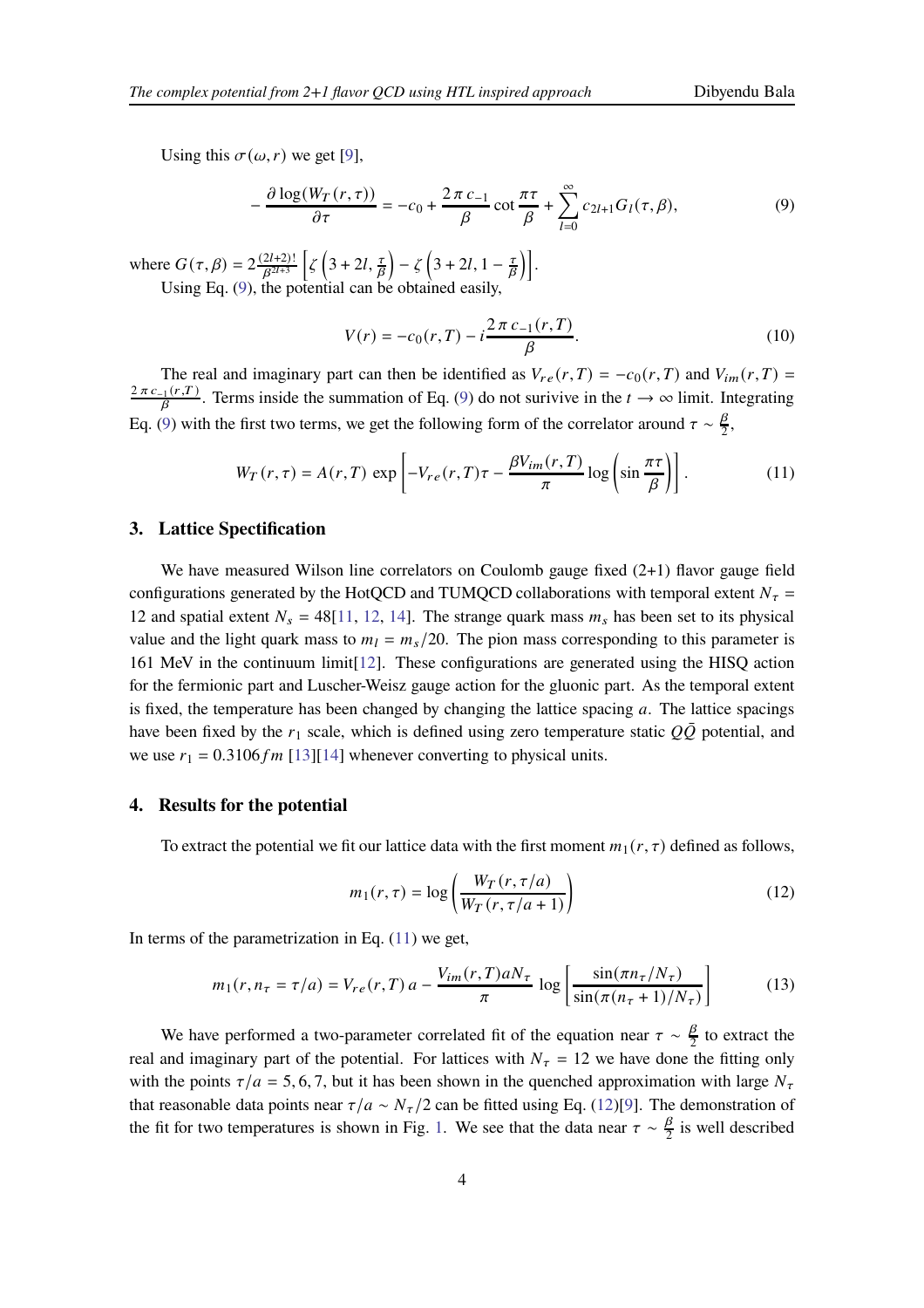Using this $\sigma(\omega, r)$ we get [9],

$$-\frac{\partial \log(W_T(r,\tau))}{\partial \tau} = -c_0 + \frac{2\,\pi\,c_{-1}}{\beta}\cot\frac{\pi\tau}{\beta} + \sum_{l=0}^{\infty} c_{2l+1} G_l(\tau,\beta), \tag{9}$$

where $G(\tau,\beta) = 2\frac{(2l+2)!}{\beta^{2l+3}}\left[\zeta\left(3+2l,\frac{\tau}{\beta}\right) - \zeta\left(3+2l,1-\frac{\tau}{\beta}\right)\right]$.

Using Eq. (9), the potential can be obtained easily,

$$V(r) = -c_0(r,T) - i\frac{2\,\pi\,c_{-1}(r,T)}{\beta}. \tag{10}$$

The real and imaginary part can then be identified as $V_{re}(r,T) = -c_0(r,T)$ and $V_{im}(r,T) = \frac{2\,\pi\,c_{-1}(r,T)}{\beta}$. Terms inside the summation of Eq. (9) do not surivive in the $t \to \infty$ limit. Integrating Eq. (9) with the first two terms, we get the following form of the correlator around $\tau \sim \frac{\beta}{2}$,

$$W_T(r,\tau) = A(r,T)\,\exp\left[-V_{re}(r,T)\tau - \frac{\beta V_{im}(r,T)}{\pi}\log\left(\sin\frac{\pi\tau}{\beta}\right)\right]. \tag{11}$$

## 3. Lattice Specification

We have measured Wilson line correlators on Coulomb gauge fixed (2+1) flavor gauge field configurations generated by the HotQCD and TUMQCD collaborations with temporal extent $N_\tau = 12$ and spatial extent $N_s = 48$[11, 12, 14]. The strange quark mass $m_s$ has been set to its physical value and the light quark mass to $m_l = m_s/20$. The pion mass corresponding to this parameter is 161 MeV in the continuum limit[12]. These configurations are generated using the HISQ action for the fermionic part and Luscher-Weisz gauge action for the gluonic part. As the temporal extent is fixed, the temperature has been changed by changing the lattice spacing $a$. The lattice spacings have been fixed by the $r_1$ scale, which is defined using zero temperature static $Q\bar{Q}$ potential, and we use $r_1 = 0.3106\,fm$ [13][14] whenever converting to physical units.

## 4. Results for the potential

To extract the potential we fit our lattice data with the first moment $m_1(r,\tau)$ defined as follows,

$$m_1(r,\tau) = \log\left(\frac{W_T(r,\tau/a)}{W_T(r,\tau/a+1)}\right) \tag{12}$$

In terms of the parametrization in Eq. (11) we get,

$$m_1(r, n_\tau = \tau/a) = V_{re}(r,T)\,a - \frac{V_{im}(r,T)aN_\tau}{\pi}\,\log\left[\frac{\sin(\pi n_\tau/N_\tau)}{\sin(\pi(n_\tau+1)/N_\tau)}\right] \tag{13}$$

We have performed a two-parameter correlated fit of the equation near $\tau \sim \frac{\beta}{2}$ to extract the real and imaginary part of the potential. For lattices with $N_\tau = 12$ we have done the fitting only with the points $\tau/a = 5, 6, 7$, but it has been shown in the quenched approximation with large $N_\tau$ that reasonable data points near $\tau/a \sim N_\tau/2$ can be fitted using Eq. (12)[9]. The demonstration of the fit for two temperatures is shown in Fig. 1. We see that the data near $\tau \sim \frac{\beta}{2}$ is well described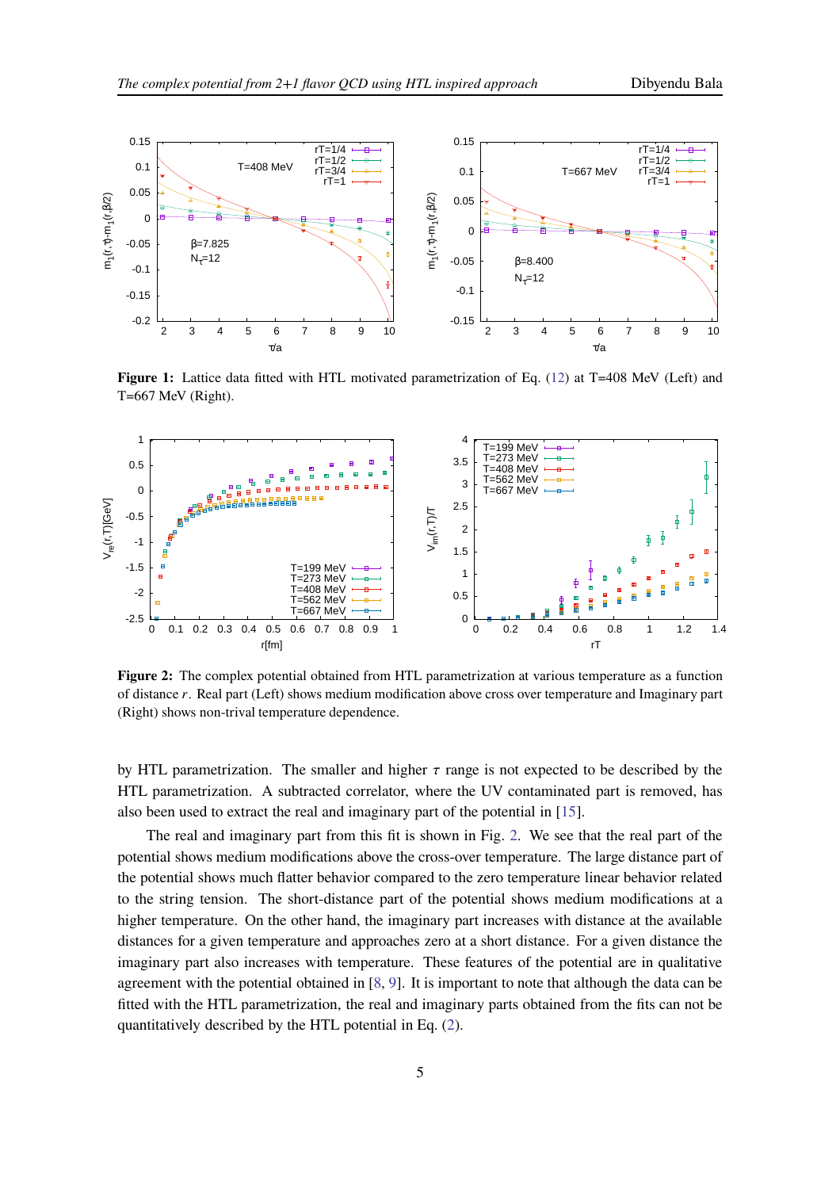**Figure 1:** Lattice data fitted with HTL motivated parametrization of Eq. (12) at T=408 MeV (Left) and T=667 MeV (Right).

**Figure 2:** The complex potential obtained from HTL parametrization at various temperature as a function of distance $r$. Real part (Left) shows medium modification above cross over temperature and Imaginary part (Right) shows non-trival temperature dependence.

by HTL parametrization. The smaller and higher $\tau$ range is not expected to be described by the HTL parametrization. A subtracted correlator, where the UV contaminated part is removed, has also been used to extract the real and imaginary part of the potential in [15].

The real and imaginary part from this fit is shown in Fig. 2. We see that the real part of the potential shows medium modifications above the cross-over temperature. The large distance part of the potential shows much flatter behavior compared to the zero temperature linear behavior related to the string tension. The short-distance part of the potential shows medium modifications at a higher temperature. On the other hand, the imaginary part increases with distance at the available distances for a given temperature and approaches zero at a short distance. For a given distance the imaginary part also increases with temperature. These features of the potential are in qualitative agreement with the potential obtained in [8, 9]. It is important to note that although the data can be fitted with the HTL parametrization, the real and imaginary parts obtained from the fits can not be quantitatively described by the HTL potential in Eq. (2).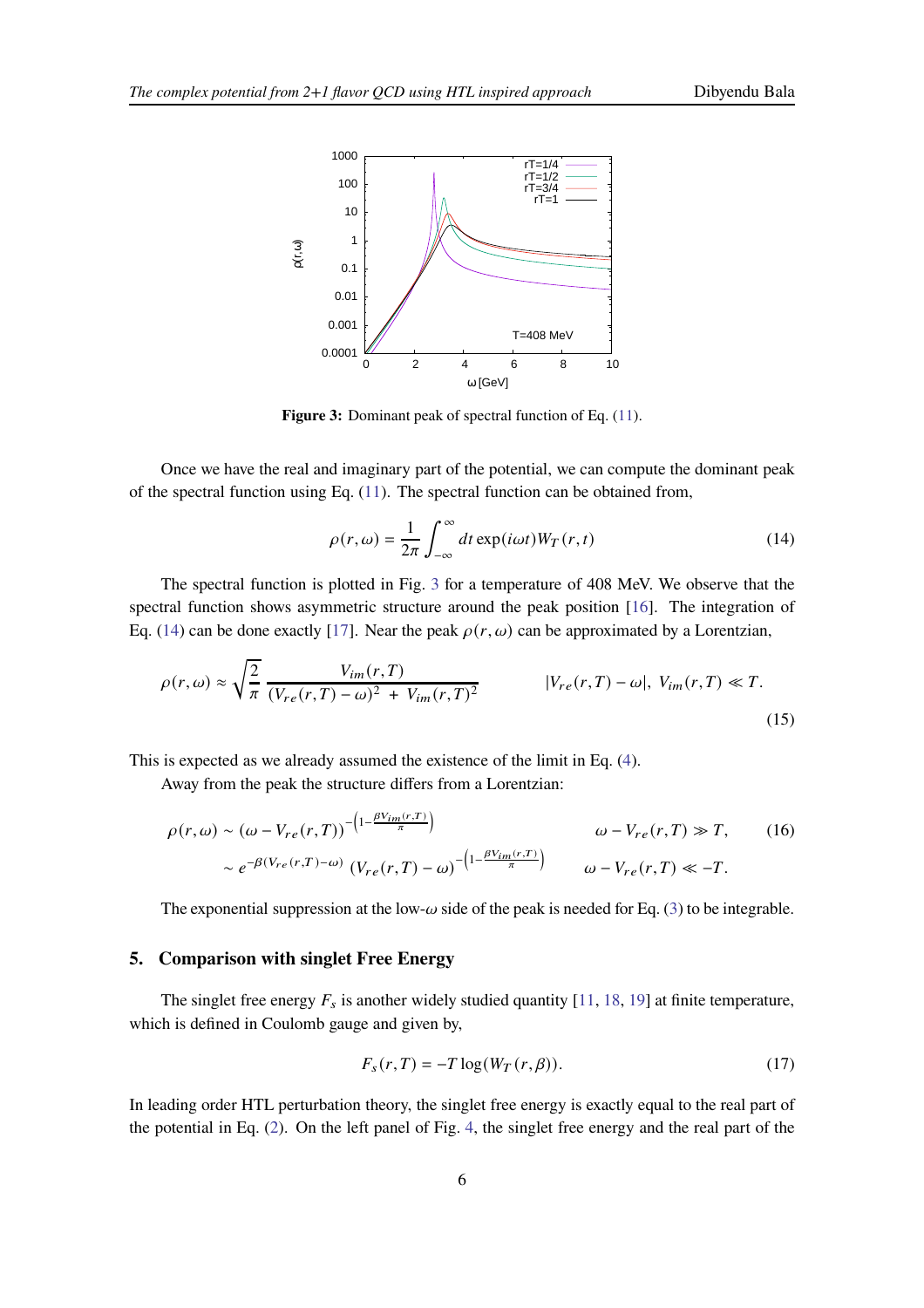**Figure 3:** Dominant peak of spectral function of Eq. (11).

Once we have the real and imaginary part of the potential, we can compute the dominant peak of the spectral function using Eq. (11). The spectral function can be obtained from,

$$\rho(r,\omega) = \frac{1}{2\pi}\int_{-\infty}^{\infty} dt\, \exp(i\omega t) W_T(r,t) \tag{14}$$

The spectral function is plotted in Fig. 3 for a temperature of 408 MeV. We observe that the spectral function shows asymmetric structure around the peak position [16]. The integration of Eq. (14) can be done exactly [17]. Near the peak $\rho(r,\omega)$ can be approximated by a Lorentzian,

$$\rho(r,\omega) \approx \sqrt{\frac{2}{\pi}}\,\frac{V_{im}(r,T)}{(V_{re}(r,T)-\omega)^2 + V_{im}(r,T)^2} \qquad |V_{re}(r,T)-\omega|,\ V_{im}(r,T) \ll T. \tag{15}$$

This is expected as we already assumed the existence of the limit in Eq. (4).

Away from the peak the structure differs from a Lorentzian:

$$\begin{aligned} \rho(r,\omega) &\sim (\omega - V_{re}(r,T))^{-\left(1-\frac{\beta V_{im}(r,T)}{\pi}\right)} & \omega - V_{re}(r,T) \gg T, \\ &\sim e^{-\beta(V_{re}(r,T)-\omega)}\,(V_{re}(r,T)-\omega)^{-\left(1-\frac{\beta V_{im}(r,T)}{\pi}\right)} & \omega - V_{re}(r,T) \ll -T. \end{aligned} \tag{16}$$

The exponential suppression at the low-$\omega$ side of the peak is needed for Eq. (3) to be integrable.

## 5. Comparison with singlet Free Energy

The singlet free energy $F_s$ is another widely studied quantity [11, 18, 19] at finite temperature, which is defined in Coulomb gauge and given by,

$$F_s(r,T) = -T\log(W_T(r,\beta)). \tag{17}$$

In leading order HTL perturbation theory, the singlet free energy is exactly equal to the real part of the potential in Eq. (2). On the left panel of Fig. 4, the singlet free energy and the real part of the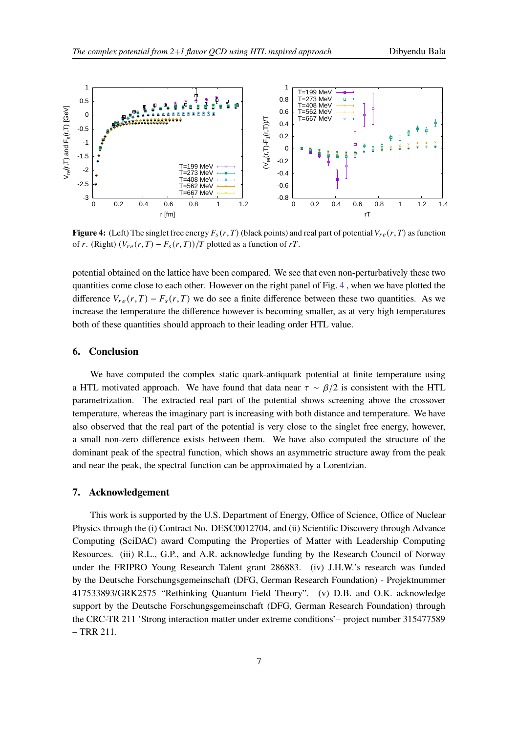**Figure 4:** (Left) The singlet free energy $F_s(r,T)$ (black points) and real part of potential $V_{re}(r,T)$ as function of $r$. (Right) $(V_{re}(r,T) - F_s(r,T))/T$ plotted as a function of $rT$.

potential obtained on the lattice have been compared. We see that even non-perturbatively these two quantities come close to each other. However on the right panel of Fig. 4 , when we have plotted the difference $V_{re}(r,T) - F_s(r,T)$ we do see a finite difference between these two quantities. As we increase the temperature the difference however is becoming smaller, as at very high temperatures both of these quantities should approach to their leading order HTL value.

## 6. Conclusion

We have computed the complex static quark-antiquark potential at finite temperature using a HTL motivated approach. We have found that data near $\tau \sim \beta/2$ is consistent with the HTL parametrization. The extracted real part of the potential shows screening above the crossover temperature, whereas the imaginary part is increasing with both distance and temperature. We have also observed that the real part of the potential is very close to the singlet free energy, however, a small non-zero difference exists between them. We have also computed the structure of the dominant peak of the spectral function, which shows an asymmetric structure away from the peak and near the peak, the spectral function can be approximated by a Lorentzian.

## 7. Acknowledgement

This work is supported by the U.S. Department of Energy, Office of Science, Office of Nuclear Physics through the (i) Contract No. DESC0012704, and (ii) Scientific Discovery through Advance Computing (SciDAC) award Computing the Properties of Matter with Leadership Computing Resources. (iii) R.L., G.P., and A.R. acknowledge funding by the Research Council of Norway under the FRIPRO Young Research Talent grant 286883. (iv) J.H.W.'s research was funded by the Deutsche Forschungsgemeinschaft (DFG, German Research Foundation) - Projektnummer 417533893/GRK2575 "Rethinking Quantum Field Theory". (v) D.B. and O.K. acknowledge support by the Deutsche Forschungsgemeinschaft (DFG, German Research Foundation) through the CRC-TR 211 'Strong interaction matter under extreme conditions'– project number 315477589 – TRR 211.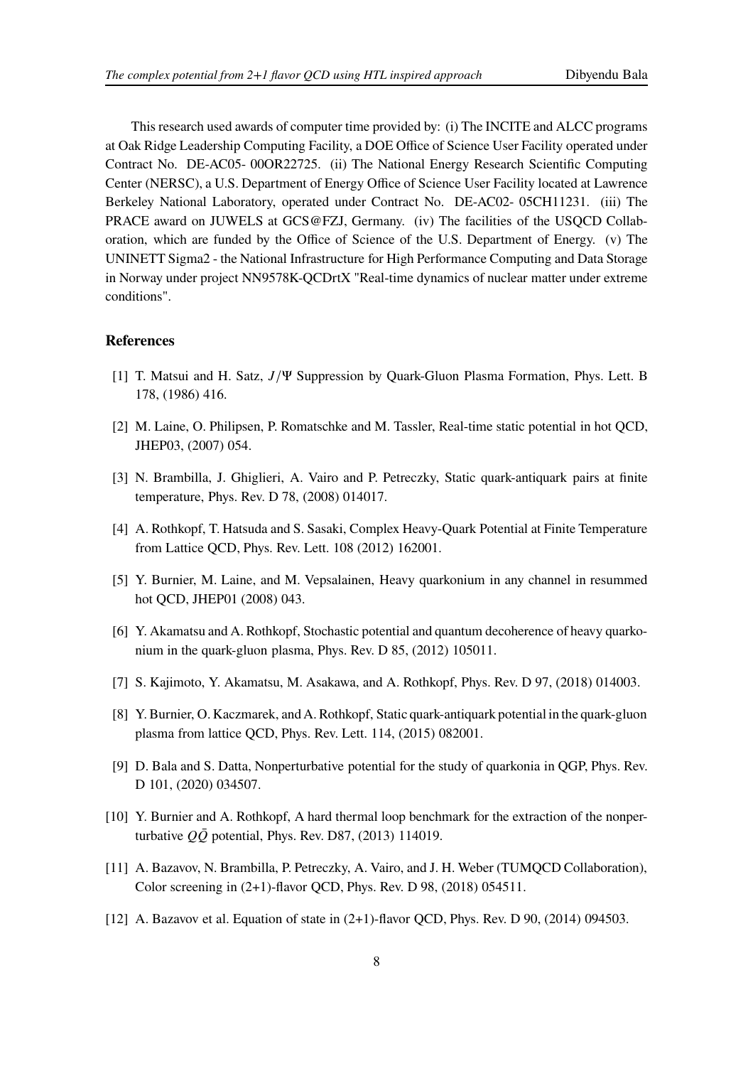This research used awards of computer time provided by: (i) The INCITE and ALCC programs at Oak Ridge Leadership Computing Facility, a DOE Office of Science User Facility operated under Contract No. DE-AC05- 00OR22725. (ii) The National Energy Research Scientific Computing Center (NERSC), a U.S. Department of Energy Office of Science User Facility located at Lawrence Berkeley National Laboratory, operated under Contract No. DE-AC02- 05CH11231. (iii) The PRACE award on JUWELS at GCS@FZJ, Germany. (iv) The facilities of the USQCD Collaboration, which are funded by the Office of Science of the U.S. Department of Energy. (v) The UNINETT Sigma2 - the National Infrastructure for High Performance Computing and Data Storage in Norway under project NN9578K-QCDrtX "Real-time dynamics of nuclear matter under extreme conditions".

## References

[1] T. Matsui and H. Satz, $J/\Psi$ Suppression by Quark-Gluon Plasma Formation, Phys. Lett. B 178, (1986) 416.

[2] M. Laine, O. Philipsen, P. Romatschke and M. Tassler, Real-time static potential in hot QCD, JHEP03, (2007) 054.

[3] N. Brambilla, J. Ghiglieri, A. Vairo and P. Petreczky, Static quark-antiquark pairs at finite temperature, Phys. Rev. D 78, (2008) 014017.

[4] A. Rothkopf, T. Hatsuda and S. Sasaki, Complex Heavy-Quark Potential at Finite Temperature from Lattice QCD, Phys. Rev. Lett. 108 (2012) 162001.

[5] Y. Burnier, M. Laine, and M. Vepsalainen, Heavy quarkonium in any channel in resummed hot QCD, JHEP01 (2008) 043.

[6] Y. Akamatsu and A. Rothkopf, Stochastic potential and quantum decoherence of heavy quarkonium in the quark-gluon plasma, Phys. Rev. D 85, (2012) 105011.

[7] S. Kajimoto, Y. Akamatsu, M. Asakawa, and A. Rothkopf, Phys. Rev. D 97, (2018) 014003.

[8] Y. Burnier, O. Kaczmarek, and A. Rothkopf, Static quark-antiquark potential in the quark-gluon plasma from lattice QCD, Phys. Rev. Lett. 114, (2015) 082001.

[9] D. Bala and S. Datta, Nonperturbative potential for the study of quarkonia in QGP, Phys. Rev. D 101, (2020) 034507.

[10] Y. Burnier and A. Rothkopf, A hard thermal loop benchmark for the extraction of the nonperturbative $Q\bar{Q}$ potential, Phys. Rev. D87, (2013) 114019.

[11] A. Bazavov, N. Brambilla, P. Petreczky, A. Vairo, and J. H. Weber (TUMQCD Collaboration), Color screening in (2+1)-flavor QCD, Phys. Rev. D 98, (2018) 054511.

[12] A. Bazavov et al. Equation of state in (2+1)-flavor QCD, Phys. Rev. D 90, (2014) 094503.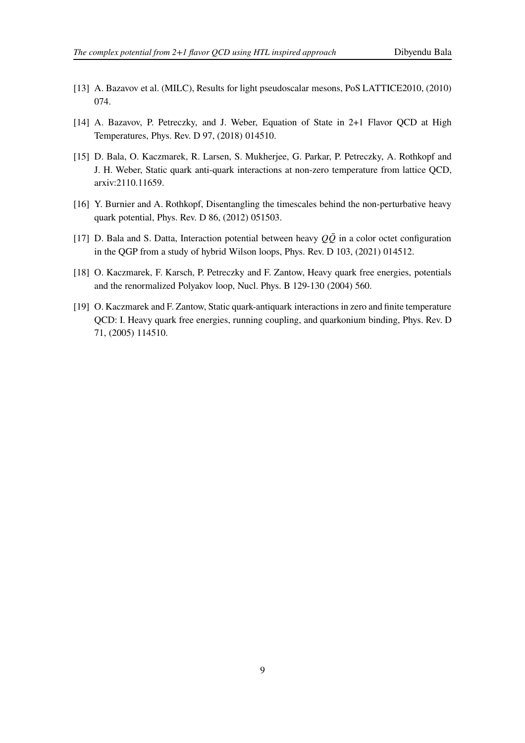[13] A. Bazavov et al. (MILC), Results for light pseudoscalar mesons, PoS LATTICE2010, (2010) 074.

[14] A. Bazavov, P. Petreczky, and J. Weber, Equation of State in 2+1 Flavor QCD at High Temperatures, Phys. Rev. D 97, (2018) 014510.

[15] D. Bala, O. Kaczmarek, R. Larsen, S. Mukherjee, G. Parkar, P. Petreczky, A. Rothkopf and J. H. Weber, Static quark anti-quark interactions at non-zero temperature from lattice QCD, arxiv:2110.11659.

[16] Y. Burnier and A. Rothkopf, Disentangling the timescales behind the non-perturbative heavy quark potential, Phys. Rev. D 86, (2012) 051503.

[17] D. Bala and S. Datta, Interaction potential between heavy $Q\bar{Q}$ in a color octet configuration in the QGP from a study of hybrid Wilson loops, Phys. Rev. D 103, (2021) 014512.

[18] O. Kaczmarek, F. Karsch, P. Petreczky and F. Zantow, Heavy quark free energies, potentials and the renormalized Polyakov loop, Nucl. Phys. B 129-130 (2004) 560.

[19] O. Kaczmarek and F. Zantow, Static quark-antiquark interactions in zero and finite temperature QCD: I. Heavy quark free energies, running coupling, and quarkonium binding, Phys. Rev. D 71, (2005) 114510.